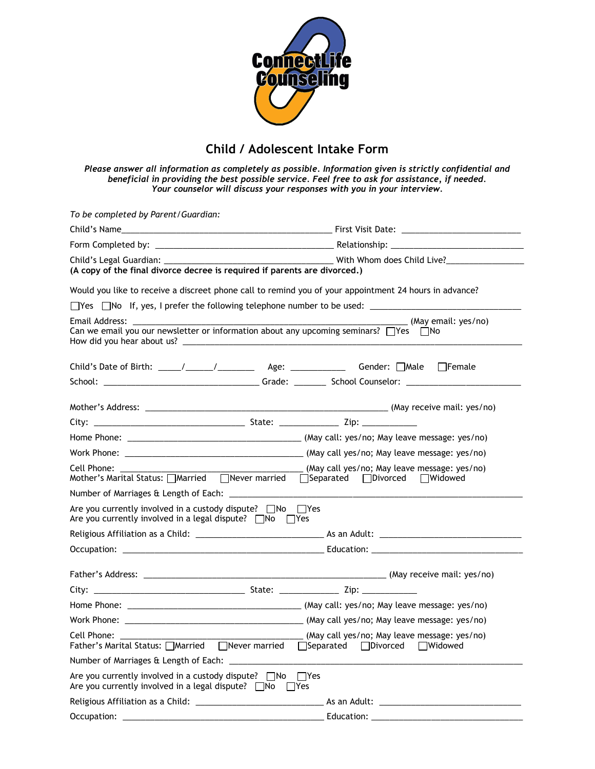ConnectLife Counseling

# Child / Adolescent Intake Form

***Please answer all information as completely as possible. Information given is strictly confidential and beneficial in providing the best possible service. Feel free to ask for assistance, if needed. Your counselor will discuss your responses with you in your interview.***

*To be completed by Parent/Guardian:*

Child's Name_______________________________________________ First Visit Date: ___________________________

Form Completed by: _________________________________________ Relationship: ______________________________

Child's Legal Guardian: ______________________________________ With Whom does Child Live?_________________

**(A copy of the final divorce decree is required if parents are divorced.)**

Would you like to receive a discreet phone call to remind you of your appointment 24 hours in advance?

☐Yes ☐No If, yes, I prefer the following telephone number to be used: __________________________________

Email Address: ______________________________________________________________ (May email: yes/no)
Can we email you our newsletter or information about any upcoming seminars? ☐Yes ☐No
How did you hear about us? ________________________________________________________________________

Child's Date of Birth: _____/______/________ Age: ____________ Gender: ☐Male ☐Female

School: __________________________________ Grade: _______ School Counselor: _________________________

Mother's Address: ______________________________________________________ (May receive mail: yes/no)

City: __________________________________ State: _____________ Zip: ____________

Home Phone: _______________________________________ (May call: yes/no; May leave message: yes/no)

Work Phone: _______________________________________ (May call yes/no; May leave message: yes/no)

Cell Phone: _______________________________________ (May call yes/no; May leave message: yes/no)
Mother's Marital Status: ☐Married ☐Never married ☐Separated ☐Divorced ☐Widowed

Number of Marriages & Length of Each: __________________________________________________________________

Are you currently involved in a custody dispute? ☐No ☐Yes
Are you currently involved in a legal dispute? ☐No ☐Yes

Religious Affiliation as a Child: ____________________________ As an Adult: _________________________________

Occupation: ___________________________________________ Education: ___________________________________

Father's Address: ______________________________________________________ (May receive mail: yes/no)

City: __________________________________ State: _____________ Zip: ____________

Home Phone: _______________________________________ (May call: yes/no; May leave message: yes/no)

Work Phone: _______________________________________ (May call yes/no; May leave message: yes/no)

Cell Phone: _______________________________________ (May call yes/no; May leave message: yes/no)
Father's Marital Status: ☐Married ☐Never married ☐Separated ☐Divorced ☐Widowed

Number of Marriages & Length of Each: __________________________________________________________________

Are you currently involved in a custody dispute? ☐No ☐Yes
Are you currently involved in a legal dispute? ☐No ☐Yes

Religious Affiliation as a Child: ____________________________ As an Adult: _________________________________

Occupation: ___________________________________________ Education: ___________________________________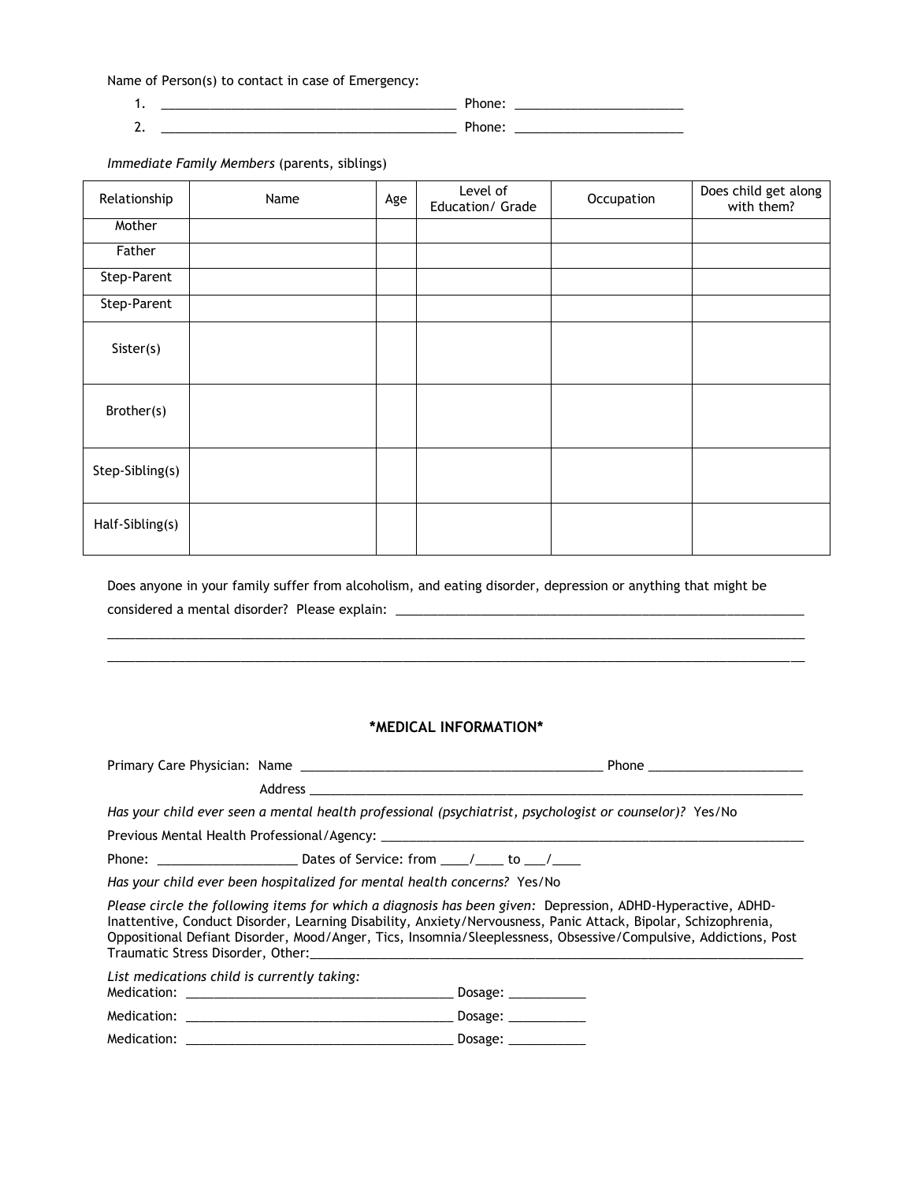Name of Person(s) to contact in case of Emergency:

1. __________________________________________ Phone: ________________________
2. __________________________________________ Phone: ________________________

*Immediate Family Members* (parents, siblings)

| Relationship | Name | Age | Level of Education/ Grade | Occupation | Does child get along with them? |
|---|---|---|---|---|---|
| Mother | | | | | |
| Father | | | | | |
| Step-Parent | | | | | |
| Step-Parent | | | | | |
| Sister(s) | | | | | |
| Brother(s) | | | | | |
| Step-Sibling(s) | | | | | |
| Half-Sibling(s) | | | | | |

Does anyone in your family suffer from alcoholism, and eating disorder, depression or anything that might be considered a mental disorder? Please explain: ____________________________________________________________

______________________________________________________________________________________________________

______________________________________________________________________________________________________

## *MEDICAL INFORMATION*

Primary Care Physician: Name ____________________________________________ Phone ______________________

Address ___________________________________________________________________________

*Has your child ever seen a mental health professional (psychiatrist, psychologist or counselor)?* Yes/No

Previous Mental Health Professional/Agency: _________________________________________________________________

Phone: ____________________ Dates of Service: from ____/____ to ___/____

*Has your child ever been hospitalized for mental health concerns?* Yes/No

*Please circle the following items for which a diagnosis has been given:* Depression, ADHD-Hyperactive, ADHD-Inattentive, Conduct Disorder, Learning Disability, Anxiety/Nervousness, Panic Attack, Bipolar, Schizophrenia, Oppositional Defiant Disorder, Mood/Anger, Tics, Insomnia/Sleeplessness, Obsessive/Compulsive, Addictions, Post Traumatic Stress Disorder, Other:___________________________________________________________________________

*List medications child is currently taking:*

Medication: ______________________________________ Dosage: ___________

Medication: ______________________________________ Dosage: ___________

Medication: ______________________________________ Dosage: ___________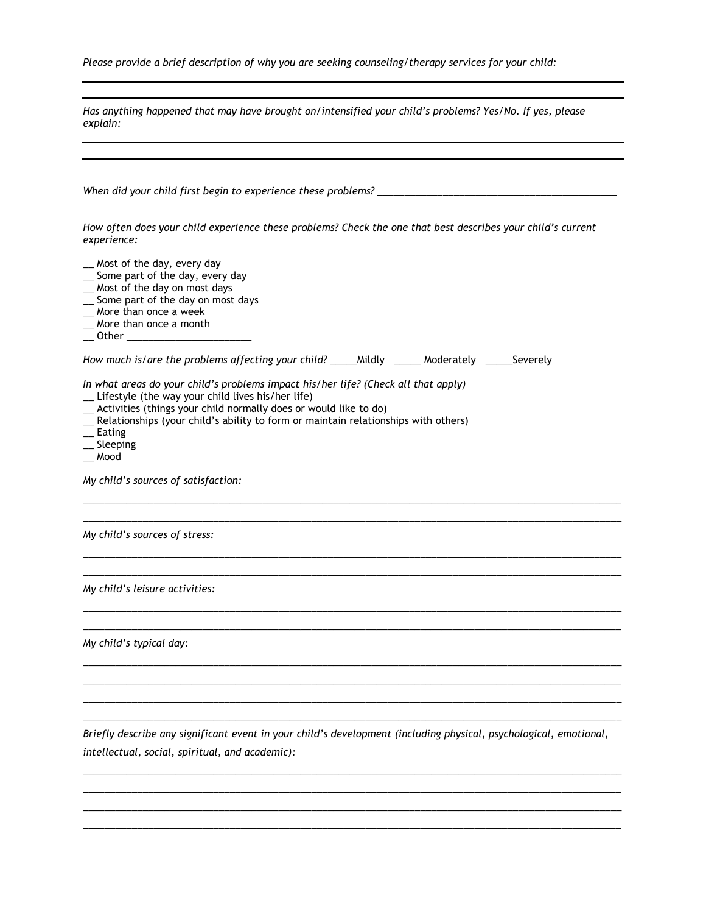*Please provide a brief description of why you are seeking counseling/therapy services for your child:*

---

---

*Has anything happened that may have brought on/intensified your child's problems? Yes/No. If yes, please explain:*

---

---

*When did your child first begin to experience these problems?* ______________________________________________

*How often does your child experience these problems? Check the one that best describes your child's current experience:*

__ Most of the day, every day
__ Some part of the day, every day
__ Most of the day on most days
__ Some part of the day on most days
__ More than once a week
__ More than once a month
__ Other _______________________

*How much is/are the problems affecting your child?* _____Mildly _____ Moderately _____Severely

*In what areas do your child's problems impact his/her life? (Check all that apply)*
__ Lifestyle (the way your child lives his/her life)
__ Activities (things your child normally does or would like to do)
__ Relationships (your child's ability to form or maintain relationships with others)
__ Eating
__ Sleeping
__ Mood

*My child's sources of satisfaction:*

____________________________________________________________________________________________________

____________________________________________________________________________________________________

*My child's sources of stress:*

____________________________________________________________________________________________________

____________________________________________________________________________________________________

*My child's leisure activities:*

____________________________________________________________________________________________________

____________________________________________________________________________________________________

*My child's typical day:*

____________________________________________________________________________________________________

____________________________________________________________________________________________________

____________________________________________________________________________________________________

____________________________________________________________________________________________________

*Briefly describe any significant event in your child's development (including physical, psychological, emotional, intellectual, social, spiritual, and academic):*

____________________________________________________________________________________________________

____________________________________________________________________________________________________

____________________________________________________________________________________________________

____________________________________________________________________________________________________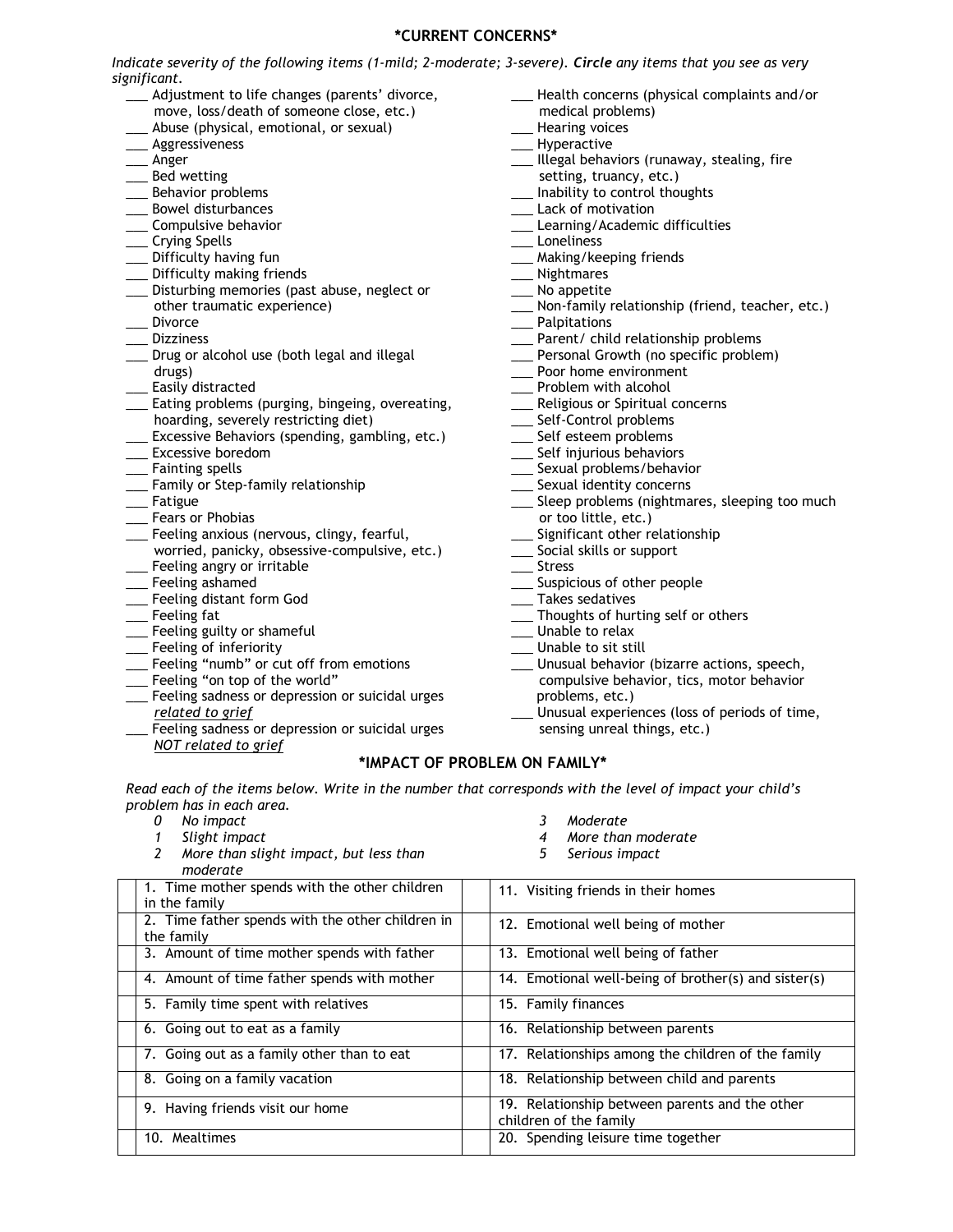## *CURRENT CONCERNS*

*Indicate severity of the following items (1-mild; 2-moderate; 3-severe). **Circle** any items that you see as very significant.*

- ___ Adjustment to life changes (parents' divorce, move, loss/death of someone close, etc.)
- ___ Abuse (physical, emotional, or sexual)
- ___ Aggressiveness
- ___ Anger
- ___ Bed wetting
- ___ Behavior problems
- ___ Bowel disturbances
- ___ Compulsive behavior
- ___ Crying Spells
- ___ Difficulty having fun
- ___ Difficulty making friends
- ___ Disturbing memories (past abuse, neglect or other traumatic experience)
- ___ Divorce
- ___ Dizziness
- ___ Drug or alcohol use (both legal and illegal drugs)
- ___ Easily distracted
- ___ Eating problems (purging, bingeing, overeating, hoarding, severely restricting diet)
- ___ Excessive Behaviors (spending, gambling, etc.)
- ___ Excessive boredom
- ___ Fainting spells
- ___ Family or Step-family relationship
- ___ Fatigue
- ___ Fears or Phobias
- ___ Feeling anxious (nervous, clingy, fearful, worried, panicky, obsessive-compulsive, etc.)
- ___ Feeling angry or irritable
- ___ Feeling ashamed
- ___ Feeling distant form God
- ___ Feeling fat
- ___ Feeling guilty or shameful
- ___ Feeling of inferiority
- ___ Feeling "numb" or cut off from emotions
- ___ Feeling "on top of the world"
- ___ Feeling sadness or depression or suicidal urges *related to grief*
- ___ Feeling sadness or depression or suicidal urges *NOT related to grief*
- ___ Health concerns (physical complaints and/or medical problems)
- ___ Hearing voices
- ___ Hyperactive
- ___ Illegal behaviors (runaway, stealing, fire setting, truancy, etc.)
- ___ Inability to control thoughts
- ___ Lack of motivation
- ___ Learning/Academic difficulties
- ___ Loneliness
- ___ Making/keeping friends
- ___ Nightmares
- ___ No appetite
- ___ Non-family relationship (friend, teacher, etc.)
- ___ Palpitations
- ___ Parent/ child relationship problems
- ___ Personal Growth (no specific problem)
- ___ Poor home environment
- ___ Problem with alcohol
- ___ Religious or Spiritual concerns
- ___ Self-Control problems
- ___ Self esteem problems
- ___ Self injurious behaviors
- ___ Sexual problems/behavior
- ___ Sexual identity concerns
- ___ Sleep problems (nightmares, sleeping too much or too little, etc.)
- ___ Significant other relationship
- ___ Social skills or support
- ___ Stress
- ___ Suspicious of other people
- ___ Takes sedatives
- ___ Thoughts of hurting self or others
- ___ Unable to relax
- ___ Unable to sit still
- ___ Unusual behavior (bizarre actions, speech, compulsive behavior, tics, motor behavior problems, etc.)
- ___ Unusual experiences (loss of periods of time, sensing unreal things, etc.)

## *IMPACT OF PROBLEM ON FAMILY*

*Read each of the items below. Write in the number that corresponds with the level of impact your child's problem has in each area.*

- *0 No impact*
- *1 Slight impact*
- *2 More than slight impact, but less than moderate*
- *3 Moderate*
- *4 More than moderate*
- *5 Serious impact*

| | | | |
|---|---|---|---|
| | 1. Time mother spends with the other children in the family | | 11. Visiting friends in their homes |
| | 2. Time father spends with the other children in the family | | 12. Emotional well being of mother |
| | 3. Amount of time mother spends with father | | 13. Emotional well being of father |
| | 4. Amount of time father spends with mother | | 14. Emotional well-being of brother(s) and sister(s) |
| | 5. Family time spent with relatives | | 15. Family finances |
| | 6. Going out to eat as a family | | 16. Relationship between parents |
| | 7. Going out as a family other than to eat | | 17. Relationships among the children of the family |
| | 8. Going on a family vacation | | 18. Relationship between child and parents |
| | 9. Having friends visit our home | | 19. Relationship between parents and the other children of the family |
| | 10. Mealtimes | | 20. Spending leisure time together |